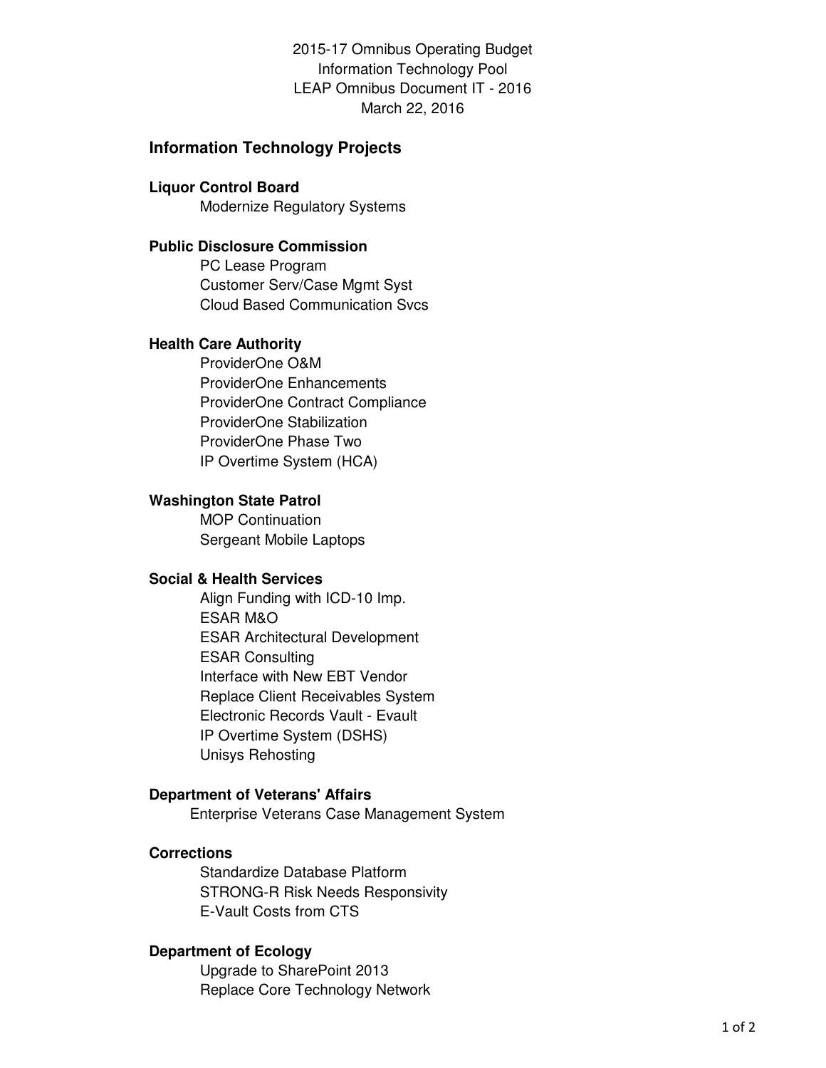2015-17 Omnibus Operating Budget
Information Technology Pool
LEAP Omnibus Document IT - 2016
March 22, 2016

## Information Technology Projects

**Liquor Control Board**

- Modernize Regulatory Systems

**Public Disclosure Commission**

- PC Lease Program
- Customer Serv/Case Mgmt Syst
- Cloud Based Communication Svcs

**Health Care Authority**

- ProviderOne O&M
- ProviderOne Enhancements
- ProviderOne Contract Compliance
- ProviderOne Stabilization
- ProviderOne Phase Two
- IP Overtime System (HCA)

**Washington State Patrol**

- MOP Continuation
- Sergeant Mobile Laptops

**Social & Health Services**

- Align Funding with ICD-10 Imp.
- ESAR M&O
- ESAR Architectural Development
- ESAR Consulting
- Interface with New EBT Vendor
- Replace Client Receivables System
- Electronic Records Vault - Evault
- IP Overtime System (DSHS)
- Unisys Rehosting

**Department of Veterans' Affairs**

- Enterprise Veterans Case Management System

**Corrections**

- Standardize Database Platform
- STRONG-R Risk Needs Responsivity
- E-Vault Costs from CTS

**Department of Ecology**

- Upgrade to SharePoint 2013
- Replace Core Technology Network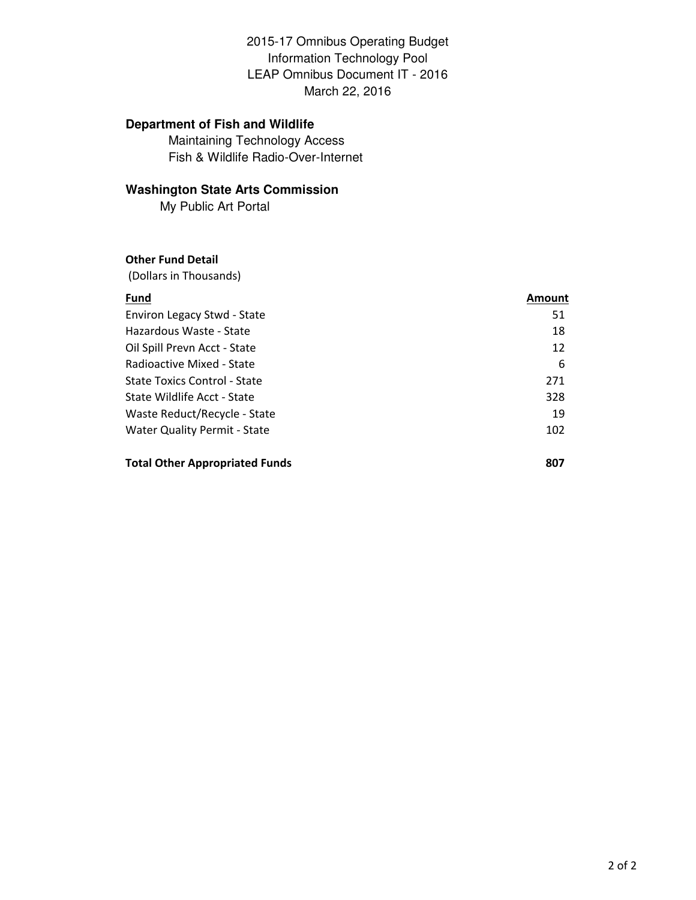2015-17 Omnibus Operating Budget
Information Technology Pool
LEAP Omnibus Document IT - 2016
March 22, 2016

**Department of Fish and Wildlife**

Maintaining Technology Access
Fish & Wildlife Radio-Over-Internet

**Washington State Arts Commission**

My Public Art Portal

**Other Fund Detail**
(Dollars in Thousands)

| Fund | Amount |
|---|---|
| Environ Legacy Stwd - State | 51 |
| Hazardous Waste - State | 18 |
| Oil Spill Prevn Acct - State | 12 |
| Radioactive Mixed - State | 6 |
| State Toxics Control - State | 271 |
| State Wildlife Acct - State | 328 |
| Waste Reduct/Recycle - State | 19 |
| Water Quality Permit - State | 102 |
| **Total Other Appropriated Funds** | **807** |